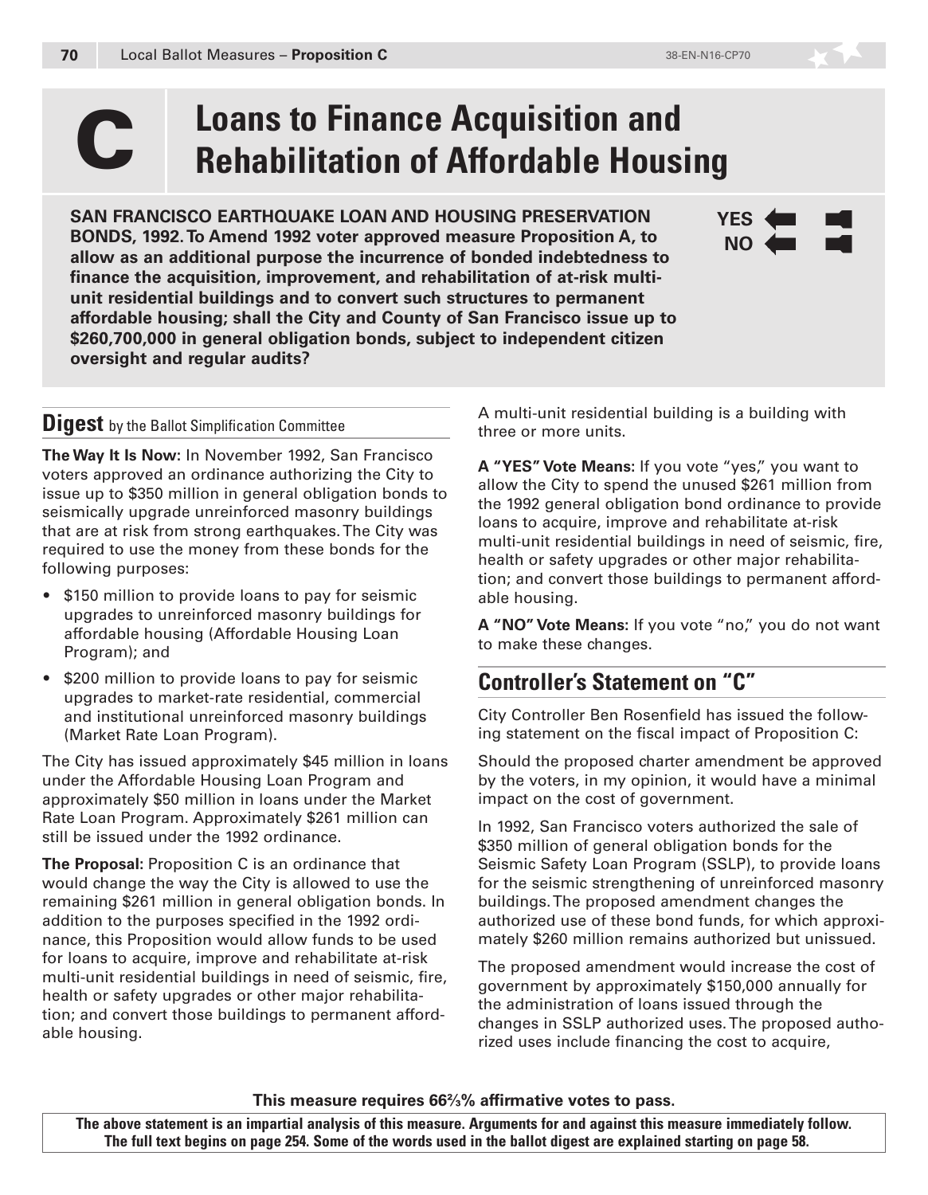# C Loans to Finance Acquisition and Rehabilitation of Affordable Housing

**SAN FRANCISCO EARTHQUAKE LOAN AND HOUSING PRESERVATION BONDS, 1992. To Amend 1992 voter approved measure Proposition A, to allow as an additional purpose the incurrence of bonded indebtedness to finance the acquisition, improvement, and rehabilitation of at-risk multi-unit residential buildings and to convert such structures to permanent affordable housing; shall the City and County of San Francisco issue up to $260,700,000 in general obligation bonds, subject to independent citizen oversight and regular audits?**

**YES**
**NO**

## Digest by the Ballot Simplification Committee

**The Way It Is Now:** In November 1992, San Francisco voters approved an ordinance authorizing the City to issue up to $350 million in general obligation bonds to seismically upgrade unreinforced masonry buildings that are at risk from strong earthquakes. The City was required to use the money from these bonds for the following purposes:

- $150 million to provide loans to pay for seismic upgrades to unreinforced masonry buildings for affordable housing (Affordable Housing Loan Program); and
- $200 million to provide loans to pay for seismic upgrades to market-rate residential, commercial and institutional unreinforced masonry buildings (Market Rate Loan Program).

The City has issued approximately $45 million in loans under the Affordable Housing Loan Program and approximately $50 million in loans under the Market Rate Loan Program. Approximately $261 million can still be issued under the 1992 ordinance.

**The Proposal:** Proposition C is an ordinance that would change the way the City is allowed to use the remaining $261 million in general obligation bonds. In addition to the purposes specified in the 1992 ordinance, this Proposition would allow funds to be used for loans to acquire, improve and rehabilitate at-risk multi-unit residential buildings in need of seismic, fire, health or safety upgrades or other major rehabilitation; and convert those buildings to permanent affordable housing.

A multi-unit residential building is a building with three or more units.

**A "YES" Vote Means:** If you vote "yes," you want to allow the City to spend the unused $261 million from the 1992 general obligation bond ordinance to provide loans to acquire, improve and rehabilitate at-risk multi-unit residential buildings in need of seismic, fire, health or safety upgrades or other major rehabilitation; and convert those buildings to permanent affordable housing.

**A "NO" Vote Means:** If you vote "no," you do not want to make these changes.

## Controller's Statement on "C"

City Controller Ben Rosenfield has issued the following statement on the fiscal impact of Proposition C:

Should the proposed charter amendment be approved by the voters, in my opinion, it would have a minimal impact on the cost of government.

In 1992, San Francisco voters authorized the sale of $350 million of general obligation bonds for the Seismic Safety Loan Program (SSLP), to provide loans for the seismic strengthening of unreinforced masonry buildings. The proposed amendment changes the authorized use of these bond funds, for which approximately $260 million remains authorized but unissued.

The proposed amendment would increase the cost of government by approximately $150,000 annually for the administration of loans issued through the changes in SSLP authorized uses. The proposed authorized uses include financing the cost to acquire,

**This measure requires 66⅔% affirmative votes to pass.**

**The above statement is an impartial analysis of this measure. Arguments for and against this measure immediately follow. The full text begins on page 254. Some of the words used in the ballot digest are explained starting on page 58.**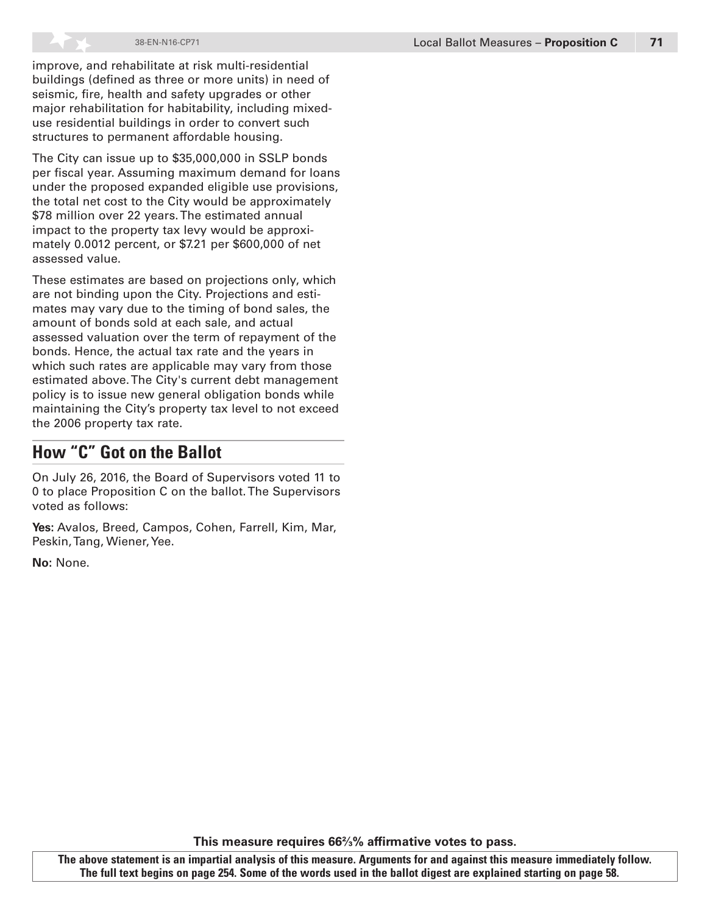improve, and rehabilitate at risk multi-residential buildings (defined as three or more units) in need of seismic, fire, health and safety upgrades or other major rehabilitation for habitability, including mixed-use residential buildings in order to convert such structures to permanent affordable housing.

The City can issue up to $35,000,000 in SSLP bonds per fiscal year. Assuming maximum demand for loans under the proposed expanded eligible use provisions, the total net cost to the City would be approximately $78 million over 22 years. The estimated annual impact to the property tax levy would be approximately 0.0012 percent, or $7.21 per $600,000 of net assessed value.

These estimates are based on projections only, which are not binding upon the City. Projections and estimates may vary due to the timing of bond sales, the amount of bonds sold at each sale, and actual assessed valuation over the term of repayment of the bonds. Hence, the actual tax rate and the years in which such rates are applicable may vary from those estimated above. The City's current debt management policy is to issue new general obligation bonds while maintaining the City's property tax level to not exceed the 2006 property tax rate.

## How "C" Got on the Ballot

On July 26, 2016, the Board of Supervisors voted 11 to 0 to place Proposition C on the ballot. The Supervisors voted as follows:

**Yes:** Avalos, Breed, Campos, Cohen, Farrell, Kim, Mar, Peskin, Tang, Wiener, Yee.

**No:** None.

**This measure requires 66⅔% affirmative votes to pass.**

**The above statement is an impartial analysis of this measure. Arguments for and against this measure immediately follow. The full text begins on page 254. Some of the words used in the ballot digest are explained starting on page 58.**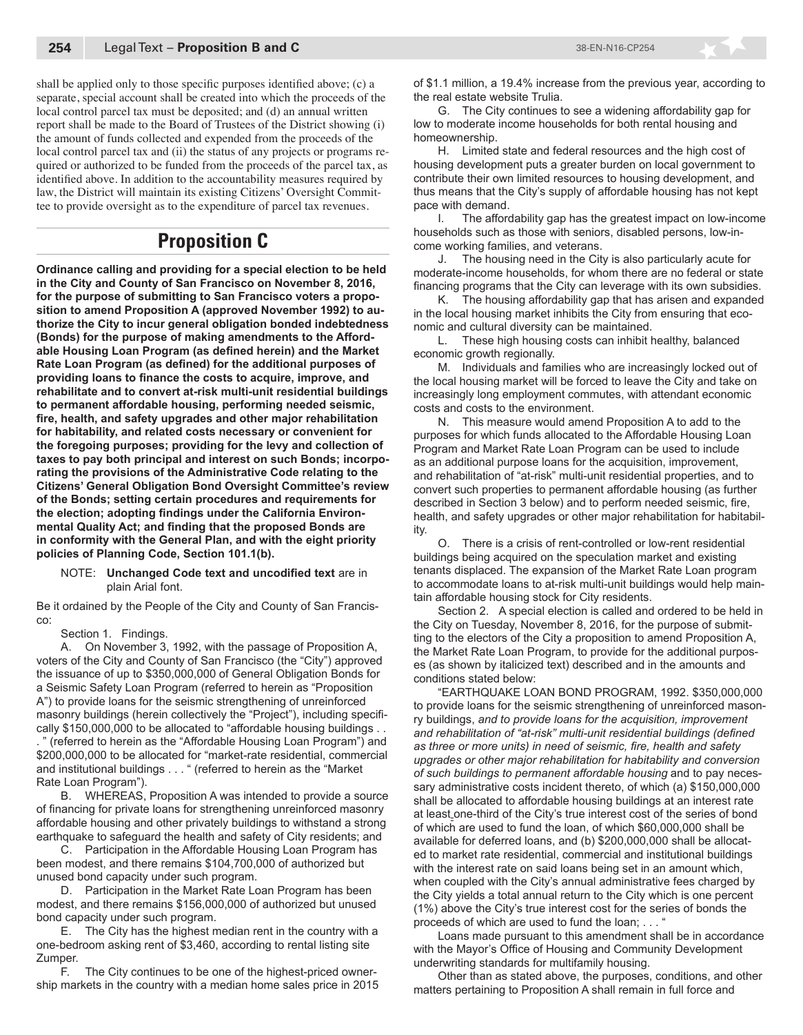shall be applied only to those specific purposes identified above; (c) a separate, special account shall be created into which the proceeds of the local control parcel tax must be deposited; and (d) an annual written report shall be made to the Board of Trustees of the District showing (i) the amount of funds collected and expended from the proceeds of the local control parcel tax and (ii) the status of any projects or programs required or authorized to be funded from the proceeds of the parcel tax, as identified above. In addition to the accountability measures required by law, the District will maintain its existing Citizens' Oversight Committee to provide oversight as to the expenditure of parcel tax revenues.

# Proposition C

**Ordinance calling and providing for a special election to be held in the City and County of San Francisco on November 8, 2016, for the purpose of submitting to San Francisco voters a proposition to amend Proposition A (approved November 1992) to authorize the City to incur general obligation bonded indebtedness (Bonds) for the purpose of making amendments to the Affordable Housing Loan Program (as defined herein) and the Market Rate Loan Program (as defined) for the additional purposes of providing loans to finance the costs to acquire, improve, and rehabilitate and to convert at-risk multi-unit residential buildings to permanent affordable housing, performing needed seismic, fire, health, and safety upgrades and other major rehabilitation for habitability, and related costs necessary or convenient for the foregoing purposes; providing for the levy and collection of taxes to pay both principal and interest on such Bonds; incorporating the provisions of the Administrative Code relating to the Citizens' General Obligation Bond Oversight Committee's review of the Bonds; setting certain procedures and requirements for the election; adopting findings under the California Environmental Quality Act; and finding that the proposed Bonds are in conformity with the General Plan, and with the eight priority policies of Planning Code, Section 101.1(b).**

NOTE: **Unchanged Code text and uncodified text** are in plain Arial font.

Be it ordained by the People of the City and County of San Francisco:

Section 1. Findings.

A. On November 3, 1992, with the passage of Proposition A, voters of the City and County of San Francisco (the "City") approved the issuance of up to $350,000,000 of General Obligation Bonds for a Seismic Safety Loan Program (referred to herein as "Proposition A") to provide loans for the seismic strengthening of unreinforced masonry buildings (herein collectively the "Project"), including specifically $150,000,000 to be allocated to "affordable housing buildings . . . " (referred to herein as the "Affordable Housing Loan Program") and $200,000,000 to be allocated for "market-rate residential, commercial and institutional buildings . . . " (referred to herein as the "Market Rate Loan Program").

B. WHEREAS, Proposition A was intended to provide a source of financing for private loans for strengthening unreinforced masonry affordable housing and other privately buildings to withstand a strong earthquake to safeguard the health and safety of City residents; and

C. Participation in the Affordable Housing Loan Program has been modest, and there remains $104,700,000 of authorized but unused bond capacity under such program.

D. Participation in the Market Rate Loan Program has been modest, and there remains $156,000,000 of authorized but unused bond capacity under such program.

E. The City has the highest median rent in the country with a one-bedroom asking rent of $3,460, according to rental listing site Zumper.

F. The City continues to be one of the highest-priced ownership markets in the country with a median home sales price in 2015 of $1.1 million, a 19.4% increase from the previous year, according to the real estate website Trulia.

G. The City continues to see a widening affordability gap for low to moderate income households for both rental housing and homeownership.

H. Limited state and federal resources and the high cost of housing development puts a greater burden on local government to contribute their own limited resources to housing development, and thus means that the City's supply of affordable housing has not kept pace with demand.

I. The affordability gap has the greatest impact on low-income households such as those with seniors, disabled persons, low-income working families, and veterans.

J. The housing need in the City is also particularly acute for moderate-income households, for whom there are no federal or state financing programs that the City can leverage with its own subsidies.

K. The housing affordability gap that has arisen and expanded in the local housing market inhibits the City from ensuring that economic and cultural diversity can be maintained.

L. These high housing costs can inhibit healthy, balanced economic growth regionally.

M. Individuals and families who are increasingly locked out of the local housing market will be forced to leave the City and take on increasingly long employment commutes, with attendant economic costs and costs to the environment.

N. This measure would amend Proposition A to add to the purposes for which funds allocated to the Affordable Housing Loan Program and Market Rate Loan Program can be used to include as an additional purpose loans for the acquisition, improvement, and rehabilitation of "at-risk" multi-unit residential properties, and to convert such properties to permanent affordable housing (as further described in Section 3 below) and to perform needed seismic, fire, health, and safety upgrades or other major rehabilitation for habitability.

O. There is a crisis of rent-controlled or low-rent residential buildings being acquired on the speculation market and existing tenants displaced. The expansion of the Market Rate Loan program to accommodate loans to at-risk multi-unit buildings would help maintain affordable housing stock for City residents.

Section 2. A special election is called and ordered to be held in the City on Tuesday, November 8, 2016, for the purpose of submitting to the electors of the City a proposition to amend Proposition A, the Market Rate Loan Program, to provide for the additional purposes (as shown by italicized text) described and in the amounts and conditions stated below:

"EARTHQUAKE LOAN BOND PROGRAM, 1992. $350,000,000 to provide loans for the seismic strengthening of unreinforced masonry buildings, *and to provide loans for the acquisition, improvement and rehabilitation of "at-risk" multi-unit residential buildings (defined as three or more units) in need of seismic, fire, health and safety upgrades or other major rehabilitation for habitability and conversion of such buildings to permanent affordable housing* and to pay necessary administrative costs incident thereto, of which (a) $150,000,000 shall be allocated to affordable housing buildings at an interest rate at least one-third of the City's true interest cost of the series of bond of which are used to fund the loan, of which $60,000,000 shall be available for deferred loans, and (b) $200,000,000 shall be allocated to market rate residential, commercial and institutional buildings with the interest rate on said loans being set in an amount which, when coupled with the City's annual administrative fees charged by the City yields a total annual return to the City which is one percent (1%) above the City's true interest cost for the series of bonds the proceeds of which are used to fund the loan; . . . "

Loans made pursuant to this amendment shall be in accordance with the Mayor's Office of Housing and Community Development underwriting standards for multifamily housing.

Other than as stated above, the purposes, conditions, and other matters pertaining to Proposition A shall remain in full force and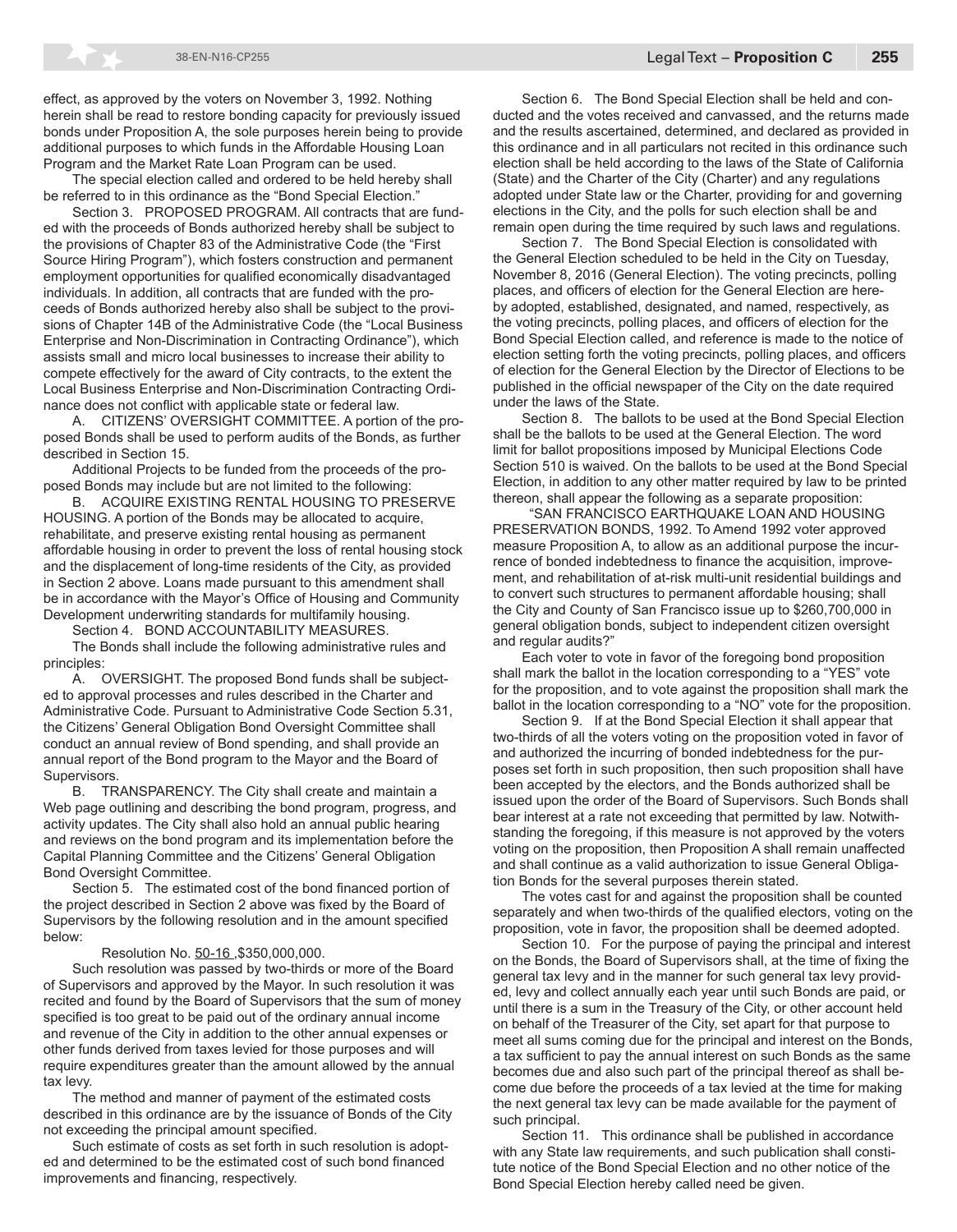effect, as approved by the voters on November 3, 1992. Nothing herein shall be read to restore bonding capacity for previously issued bonds under Proposition A, the sole purposes herein being to provide additional purposes to which funds in the Affordable Housing Loan Program and the Market Rate Loan Program can be used.

The special election called and ordered to be held hereby shall be referred to in this ordinance as the "Bond Special Election."

Section 3. PROPOSED PROGRAM. All contracts that are funded with the proceeds of Bonds authorized hereby shall be subject to the provisions of Chapter 83 of the Administrative Code (the "First Source Hiring Program"), which fosters construction and permanent employment opportunities for qualified economically disadvantaged individuals. In addition, all contracts that are funded with the proceeds of Bonds authorized hereby also shall be subject to the provisions of Chapter 14B of the Administrative Code (the "Local Business Enterprise and Non-Discrimination in Contracting Ordinance"), which assists small and micro local businesses to increase their ability to compete effectively for the award of City contracts, to the extent the Local Business Enterprise and Non-Discrimination Contracting Ordinance does not conflict with applicable state or federal law.

A. CITIZENS' OVERSIGHT COMMITTEE. A portion of the proposed Bonds shall be used to perform audits of the Bonds, as further described in Section 15.

Additional Projects to be funded from the proceeds of the proposed Bonds may include but are not limited to the following:

B. ACQUIRE EXISTING RENTAL HOUSING TO PRESERVE HOUSING. A portion of the Bonds may be allocated to acquire, rehabilitate, and preserve existing rental housing as permanent affordable housing in order to prevent the loss of rental housing stock and the displacement of long-time residents of the City, as provided in Section 2 above. Loans made pursuant to this amendment shall be in accordance with the Mayor's Office of Housing and Community Development underwriting standards for multifamily housing.

Section 4. BOND ACCOUNTABILITY MEASURES.

The Bonds shall include the following administrative rules and principles:

A. OVERSIGHT. The proposed Bond funds shall be subjected to approval processes and rules described in the Charter and Administrative Code. Pursuant to Administrative Code Section 5.31, the Citizens' General Obligation Bond Oversight Committee shall conduct an annual review of Bond spending, and shall provide an annual report of the Bond program to the Mayor and the Board of Supervisors.

B. TRANSPARENCY. The City shall create and maintain a Web page outlining and describing the bond program, progress, and activity updates. The City shall also hold an annual public hearing and reviews on the bond program and its implementation before the Capital Planning Committee and the Citizens' General Obligation Bond Oversight Committee.

Section 5. The estimated cost of the bond financed portion of the project described in Section 2 above was fixed by the Board of Supervisors by the following resolution and in the amount specified below:

Resolution No. 50-16 ,$350,000,000.

Such resolution was passed by two-thirds or more of the Board of Supervisors and approved by the Mayor. In such resolution it was recited and found by the Board of Supervisors that the sum of money specified is too great to be paid out of the ordinary annual income and revenue of the City in addition to the other annual expenses or other funds derived from taxes levied for those purposes and will require expenditures greater than the amount allowed by the annual tax levy.

The method and manner of payment of the estimated costs described in this ordinance are by the issuance of Bonds of the City not exceeding the principal amount specified.

Such estimate of costs as set forth in such resolution is adopted and determined to be the estimated cost of such bond financed improvements and financing, respectively.

Section 6. The Bond Special Election shall be held and conducted and the votes received and canvassed, and the returns made and the results ascertained, determined, and declared as provided in this ordinance and in all particulars not recited in this ordinance such election shall be held according to the laws of the State of California (State) and the Charter of the City (Charter) and any regulations adopted under State law or the Charter, providing for and governing elections in the City, and the polls for such election shall be and remain open during the time required by such laws and regulations.

Section 7. The Bond Special Election is consolidated with the General Election scheduled to be held in the City on Tuesday, November 8, 2016 (General Election). The voting precincts, polling places, and officers of election for the General Election are hereby adopted, established, designated, and named, respectively, as the voting precincts, polling places, and officers of election for the Bond Special Election called, and reference is made to the notice of election setting forth the voting precincts, polling places, and officers of election for the General Election by the Director of Elections to be published in the official newspaper of the City on the date required under the laws of the State.

Section 8. The ballots to be used at the Bond Special Election shall be the ballots to be used at the General Election. The word limit for ballot propositions imposed by Municipal Elections Code Section 510 is waived. On the ballots to be used at the Bond Special Election, in addition to any other matter required by law to be printed thereon, shall appear the following as a separate proposition:

"SAN FRANCISCO EARTHQUAKE LOAN AND HOUSING PRESERVATION BONDS, 1992. To Amend 1992 voter approved measure Proposition A, to allow as an additional purpose the incurrence of bonded indebtedness to finance the acquisition, improvement, and rehabilitation of at-risk multi-unit residential buildings and to convert such structures to permanent affordable housing; shall the City and County of San Francisco issue up to $260,700,000 in general obligation bonds, subject to independent citizen oversight and regular audits?"

Each voter to vote in favor of the foregoing bond proposition shall mark the ballot in the location corresponding to a "YES" vote for the proposition, and to vote against the proposition shall mark the ballot in the location corresponding to a "NO" vote for the proposition.

Section 9. If at the Bond Special Election it shall appear that two-thirds of all the voters voting on the proposition voted in favor of and authorized the incurring of bonded indebtedness for the purposes set forth in such proposition, then such proposition shall have been accepted by the electors, and the Bonds authorized shall be issued upon the order of the Board of Supervisors. Such Bonds shall bear interest at a rate not exceeding that permitted by law. Notwithstanding the foregoing, if this measure is not approved by the voters voting on the proposition, then Proposition A shall remain unaffected and shall continue as a valid authorization to issue General Obligation Bonds for the several purposes therein stated.

The votes cast for and against the proposition shall be counted separately and when two-thirds of the qualified electors, voting on the proposition, vote in favor, the proposition shall be deemed adopted.

Section 10. For the purpose of paying the principal and interest on the Bonds, the Board of Supervisors shall, at the time of fixing the general tax levy and in the manner for such general tax levy provided, levy and collect annually each year until such Bonds are paid, or until there is a sum in the Treasury of the City, or other account held on behalf of the Treasurer of the City, set apart for that purpose to meet all sums coming due for the principal and interest on the Bonds, a tax sufficient to pay the annual interest on such Bonds as the same becomes due and also such part of the principal thereof as shall become due before the proceeds of a tax levied at the time for making the next general tax levy can be made available for the payment of such principal.

Section 11. This ordinance shall be published in accordance with any State law requirements, and such publication shall constitute notice of the Bond Special Election and no other notice of the Bond Special Election hereby called need be given.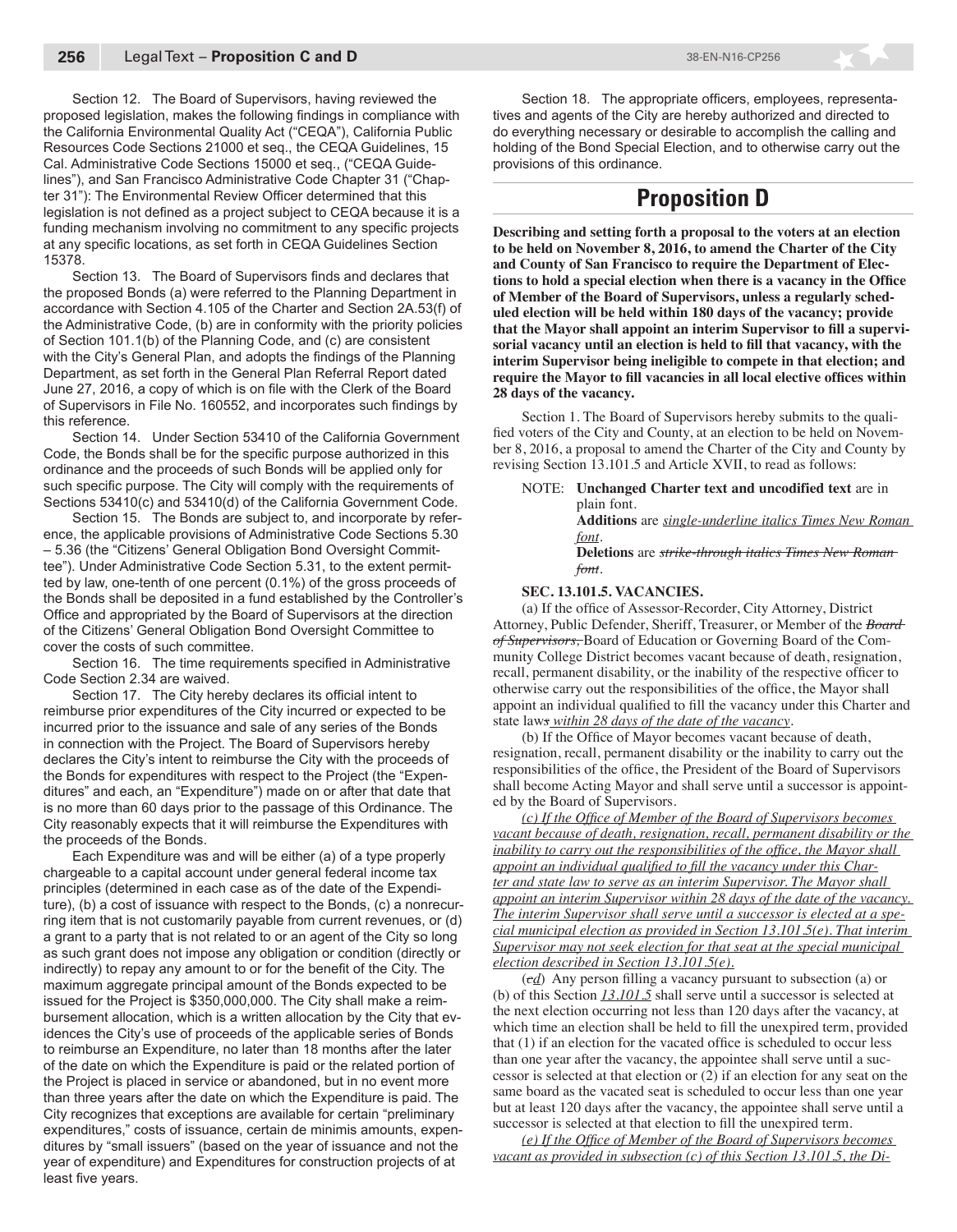Section 12. The Board of Supervisors, having reviewed the proposed legislation, makes the following findings in compliance with the California Environmental Quality Act ("CEQA"), California Public Resources Code Sections 21000 et seq., the CEQA Guidelines, 15 Cal. Administrative Code Sections 15000 et seq., ("CEQA Guidelines"), and San Francisco Administrative Code Chapter 31 ("Chapter 31"): The Environmental Review Officer determined that this legislation is not defined as a project subject to CEQA because it is a funding mechanism involving no commitment to any specific projects at any specific locations, as set forth in CEQA Guidelines Section 15378.

Section 13. The Board of Supervisors finds and declares that the proposed Bonds (a) were referred to the Planning Department in accordance with Section 4.105 of the Charter and Section 2A.53(f) of the Administrative Code, (b) are in conformity with the priority policies of Section 101.1(b) of the Planning Code, and (c) are consistent with the City's General Plan, and adopts the findings of the Planning Department, as set forth in the General Plan Referral Report dated June 27, 2016, a copy of which is on file with the Clerk of the Board of Supervisors in File No. 160552, and incorporates such findings by this reference.

Section 14. Under Section 53410 of the California Government Code, the Bonds shall be for the specific purpose authorized in this ordinance and the proceeds of such Bonds will be applied only for such specific purpose. The City will comply with the requirements of Sections 53410(c) and 53410(d) of the California Government Code.

Section 15. The Bonds are subject to, and incorporate by reference, the applicable provisions of Administrative Code Sections 5.30 – 5.36 (the "Citizens' General Obligation Bond Oversight Committee"). Under Administrative Code Section 5.31, to the extent permitted by law, one-tenth of one percent (0.1%) of the gross proceeds of the Bonds shall be deposited in a fund established by the Controller's Office and appropriated by the Board of Supervisors at the direction of the Citizens' General Obligation Bond Oversight Committee to cover the costs of such committee.

Section 16. The time requirements specified in Administrative Code Section 2.34 are waived.

Section 17. The City hereby declares its official intent to reimburse prior expenditures of the City incurred or expected to be incurred prior to the issuance and sale of any series of the Bonds in connection with the Project. The Board of Supervisors hereby declares the City's intent to reimburse the City with the proceeds of the Bonds for expenditures with respect to the Project (the "Expenditures" and each, an "Expenditure") made on or after that date that is no more than 60 days prior to the passage of this Ordinance. The City reasonably expects that it will reimburse the Expenditures with the proceeds of the Bonds.

Each Expenditure was and will be either (a) of a type properly chargeable to a capital account under general federal income tax principles (determined in each case as of the date of the Expenditure), (b) a cost of issuance with respect to the Bonds, (c) a nonrecurring item that is not customarily payable from current revenues, or (d) a grant to a party that is not related to or an agent of the City so long as such grant does not impose any obligation or condition (directly or indirectly) to repay any amount to or for the benefit of the City. The maximum aggregate principal amount of the Bonds expected to be issued for the Project is $350,000,000. The City shall make a reimbursement allocation, which is a written allocation by the City that evidences the City's use of proceeds of the applicable series of Bonds to reimburse an Expenditure, no later than 18 months after the later of the date on which the Expenditure is paid or the related portion of the Project is placed in service or abandoned, but in no event more than three years after the date on which the Expenditure is paid. The City recognizes that exceptions are available for certain "preliminary expenditures," costs of issuance, certain de minimis amounts, expenditures by "small issuers" (based on the year of issuance and not the year of expenditure) and Expenditures for construction projects of at least five years.

Section 18. The appropriate officers, employees, representatives and agents of the City are hereby authorized and directed to do everything necessary or desirable to accomplish the calling and holding of the Bond Special Election, and to otherwise carry out the provisions of this ordinance.

# Proposition D

**Describing and setting forth a proposal to the voters at an election to be held on November 8, 2016, to amend the Charter of the City and County of San Francisco to require the Department of Elections to hold a special election when there is a vacancy in the Office of Member of the Board of Supervisors, unless a regularly scheduled election will be held within 180 days of the vacancy; provide that the Mayor shall appoint an interim Supervisor to fill a supervisorial vacancy until an election is held to fill that vacancy, with the interim Supervisor being ineligible to compete in that election; and require the Mayor to fill vacancies in all local elective offices within 28 days of the vacancy.**

Section 1. The Board of Supervisors hereby submits to the qualified voters of the City and County, at an election to be held on November 8, 2016, a proposal to amend the Charter of the City and County by revising Section 13.101.5 and Article XVII, to read as follows:

NOTE: **Unchanged Charter text and uncodified text** are in plain font.
**Additions** are *single-underline italics Times New Roman font*.
**Deletions** are ~~*strike-through italics Times New Roman font*~~.

**SEC. 13.101.5. VACANCIES.**

(a) If the office of Assessor-Recorder, City Attorney, District Attorney, Public Defender, Sheriff, Treasurer, or Member of the ~~*Board of Supervisors,*~~ Board of Education or Governing Board of the Community College District becomes vacant because of death, resignation, recall, permanent disability, or the inability of the respective officer to otherwise carry out the responsibilities of the office, the Mayor shall appoint an individual qualified to fill the vacancy under this Charter and state law~~*s*~~ *within 28 days of the date of the vacancy*.

(b) If the Office of Mayor becomes vacant because of death, resignation, recall, permanent disability or the inability to carry out the responsibilities of the office, the President of the Board of Supervisors shall become Acting Mayor and shall serve until a successor is appointed by the Board of Supervisors.

*(c) If the Office of Member of the Board of Supervisors becomes vacant because of death, resignation, recall, permanent disability or the inability to carry out the responsibilities of the office, the Mayor shall appoint an individual qualified to fill the vacancy under this Charter and state law to serve as an interim Supervisor. The Mayor shall appoint an interim Supervisor within 28 days of the date of the vacancy. The interim Supervisor shall serve until a successor is elected at a special municipal election as provided in Section 13.101.5(e). That interim Supervisor may not seek election for that seat at the special municipal election described in Section 13.101.5(e).*

(~~*c*~~*d*) Any person filling a vacancy pursuant to subsection (a) or (b) of this Section *13.101.5* shall serve until a successor is selected at the next election occurring not less than 120 days after the vacancy, at which time an election shall be held to fill the unexpired term, provided that (1) if an election for the vacated office is scheduled to occur less than one year after the vacancy, the appointee shall serve until a successor is selected at that election or (2) if an election for any seat on the same board as the vacated seat is scheduled to occur less than one year but at least 120 days after the vacancy, the appointee shall serve until a successor is selected at that election to fill the unexpired term.

*(e) If the Office of Member of the Board of Supervisors becomes vacant as provided in subsection (c) of this Section 13.101.5, the Di-*